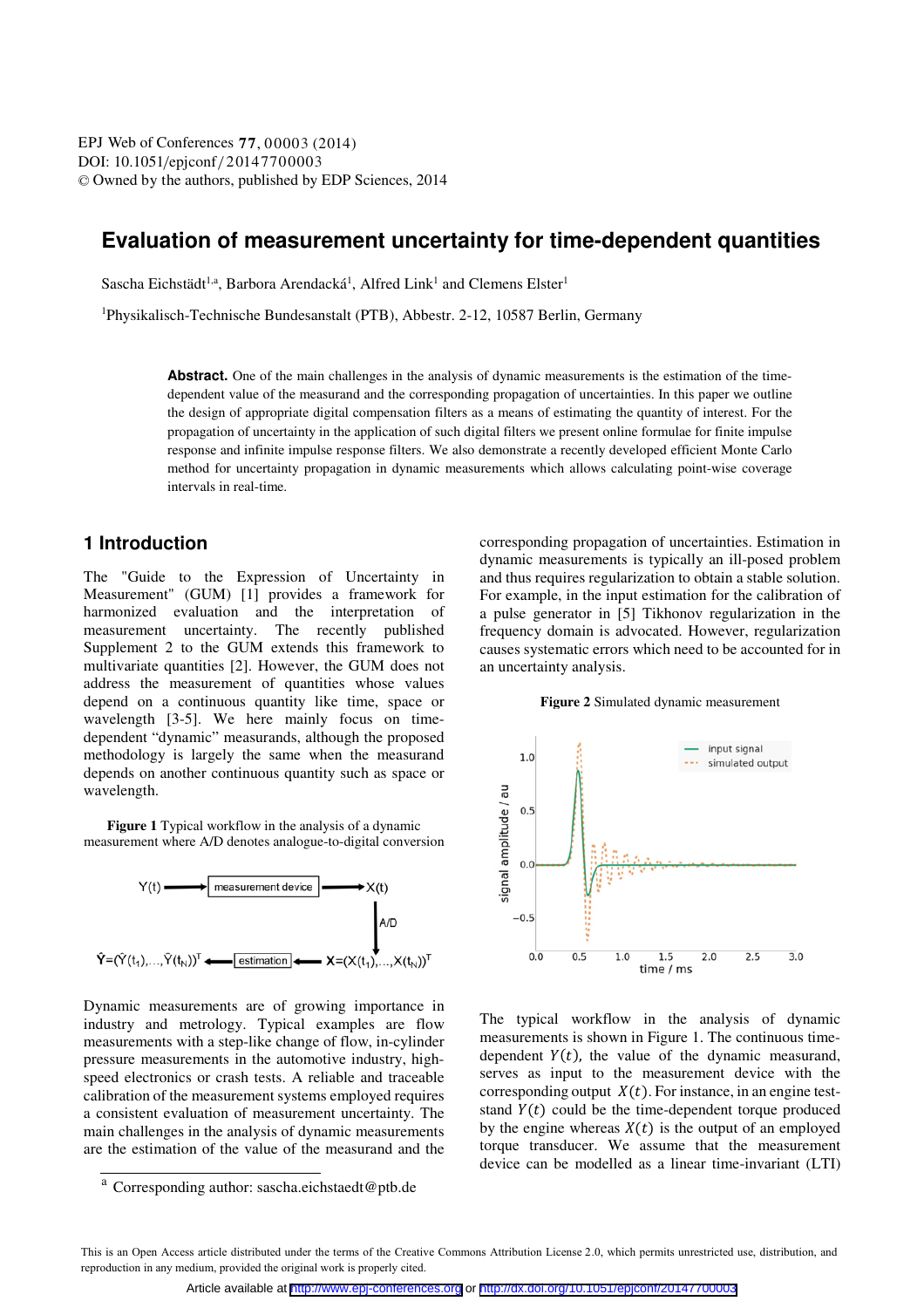# Evaluation of measurement uncertainty for time-dependent quantities

Sascha Eichstädt[1,a], Barbora Arendacká[1], Alfred Link[1] and Clemens Elster[1]

[1]Physikalisch-Technische Bundesanstalt (PTB), Abbestr. 2-12, 10587 Berlin, Germany

**Abstract.** One of the main challenges in the analysis of dynamic measurements is the estimation of the time-dependent value of the measurand and the corresponding propagation of uncertainties. In this paper we outline the design of appropriate digital compensation filters as a means of estimating the quantity of interest. For the propagation of uncertainty in the application of such digital filters we present online formulae for finite impulse response and infinite impulse response filters. We also demonstrate a recently developed efficient Monte Carlo method for uncertainty propagation in dynamic measurements which allows calculating point-wise coverage intervals in real-time.

## 1 Introduction

The "Guide to the Expression of Uncertainty in Measurement" (GUM) [1] provides a framework for harmonized evaluation and the interpretation of measurement uncertainty. The recently published Supplement 2 to the GUM extends this framework to multivariate quantities [2]. However, the GUM does not address the measurement of quantities whose values depend on a continuous quantity like time, space or wavelength [3-5]. We here mainly focus on time-dependent "dynamic" measurands, although the proposed methodology is largely the same when the measurand depends on another continuous quantity such as space or wavelength.

**Figure 1** Typical workflow in the analysis of a dynamic measurement where A/D denotes analogue-to-digital conversion

$Y(t)$ → measurement device → $X(t)$ → A/D → $\mathbf{X}=(X(t_1),\ldots,X(t_N))^T$ → estimation → $\hat{\mathbf{Y}}=(\hat{Y}(t_1),\ldots,\hat{Y}(t_N))^T$

Dynamic measurements are of growing importance in industry and metrology. Typical examples are flow measurements with a step-like change of flow, in-cylinder pressure measurements in the automotive industry, high-speed electronics or crash tests. A reliable and traceable calibration of the measurement systems employed requires a consistent evaluation of measurement uncertainty. The main challenges in the analysis of dynamic measurements are the estimation of the value of the measurand and the corresponding propagation of uncertainties. Estimation in dynamic measurements is typically an ill-posed problem and thus requires regularization to obtain a stable solution. For example, in the input estimation for the calibration of a pulse generator in [5] Tikhonov regularization in the frequency domain is advocated. However, regularization causes systematic errors which need to be accounted for in an uncertainty analysis.

**Figure 2** Simulated dynamic measurement

The typical workflow in the analysis of dynamic measurements is shown in Figure 1. The continuous time-dependent $Y(t)$, the value of the dynamic measurand, serves as input to the measurement device with the corresponding output $X(t)$. For instance, in an engine test-stand $Y(t)$ could be the time-dependent torque produced by the engine whereas $X(t)$ is the output of an employed torque transducer. We assume that the measurement device can be modelled as a linear time-invariant (LTI)

[a] Corresponding author: sascha.eichstaedt@ptb.de

This is an Open Access article distributed under the terms of the Creative Commons Attribution License 2.0, which permits unrestricted use, distribution, and reproduction in any medium, provided the original work is properly cited.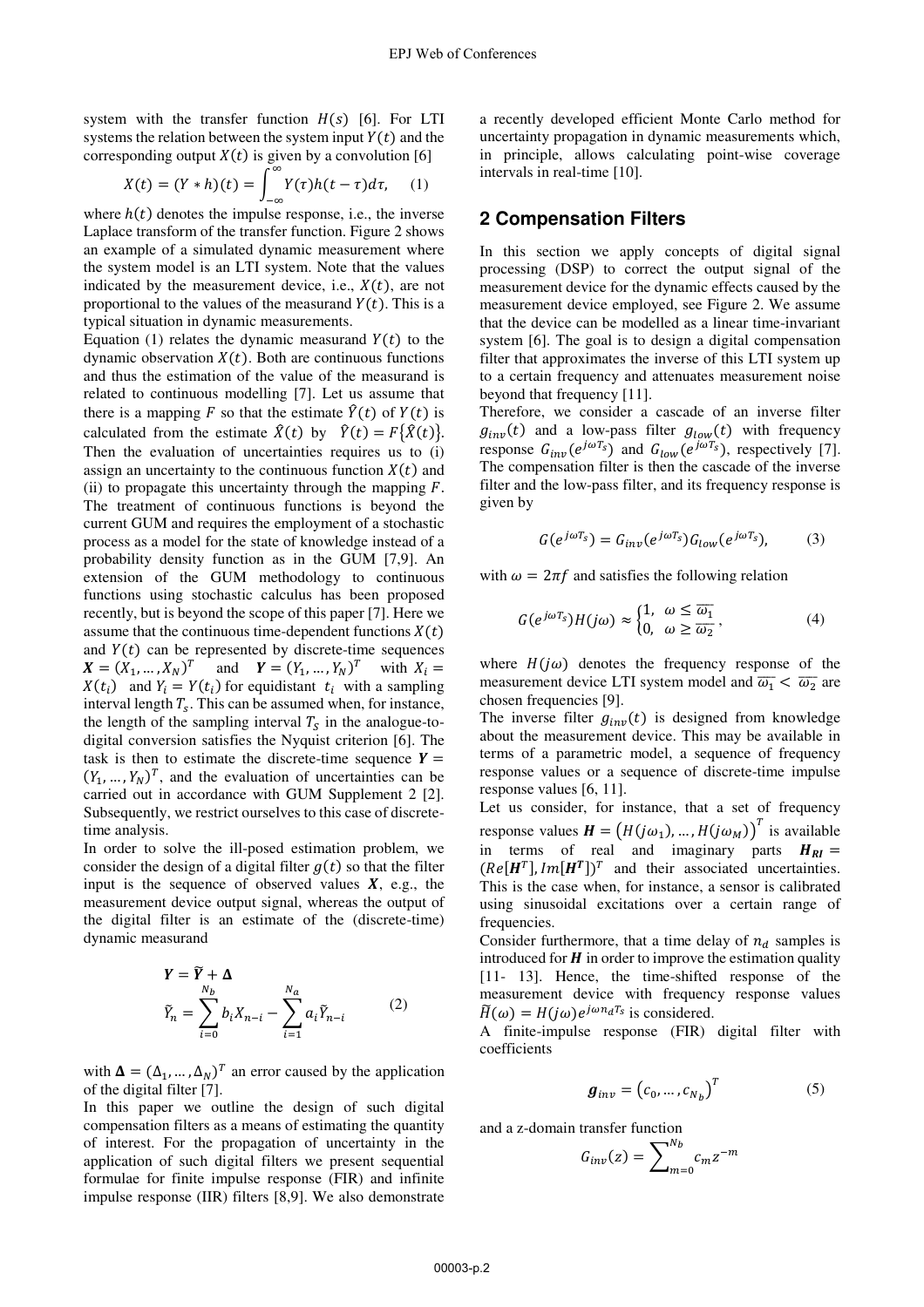system with the transfer function $H(s)$ [6]. For LTI systems the relation between the system input $Y(t)$ and the corresponding output $X(t)$ is given by a convolution [6]

$$X(t) = (Y * h)(t) = \int_{-\infty}^{\infty} Y(\tau)h(t-\tau)d\tau, \quad (1)$$

where $h(t)$ denotes the impulse response, i.e., the inverse Laplace transform of the transfer function. Figure 2 shows an example of a simulated dynamic measurement where the system model is an LTI system. Note that the values indicated by the measurement device, i.e., $X(t)$, are not proportional to the values of the measurand $Y(t)$. This is a typical situation in dynamic measurements.

Equation (1) relates the dynamic measurand $Y(t)$ to the dynamic observation $X(t)$. Both are continuous functions and thus the estimation of the value of the measurand is related to continuous modelling [7]. Let us assume that there is a mapping $F$ so that the estimate $\hat{Y}(t)$ of $Y(t)$ is calculated from the estimate $\hat{X}(t)$ by $\hat{Y}(t) = F\{\hat{X}(t)\}$. Then the evaluation of uncertainties requires us to (i) assign an uncertainty to the continuous function $X(t)$ and (ii) to propagate this uncertainty through the mapping $F$. The treatment of continuous functions is beyond the current GUM and requires the employment of a stochastic process as a model for the state of knowledge instead of a probability density function as in the GUM [7,9]. An extension of the GUM methodology to continuous functions using stochastic calculus has been proposed recently, but is beyond the scope of this paper [7]. Here we assume that the continuous time-dependent functions $X(t)$ and $Y(t)$ can be represented by discrete-time sequences $\boldsymbol{X} = (X_1, \ldots, X_N)^T$ and $\boldsymbol{Y} = (Y_1, \ldots, Y_N)^T$ with $X_i = X(t_i)$ and $Y_i = Y(t_i)$ for equidistant $t_i$ with a sampling interval length $T_s$. This can be assumed when, for instance, the length of the sampling interval $T_S$ in the analogue-to-digital conversion satisfies the Nyquist criterion [6]. The task is then to estimate the discrete-time sequence $\boldsymbol{Y} = (Y_1, \ldots, Y_N)^T$, and the evaluation of uncertainties can be carried out in accordance with GUM Supplement 2 [2]. Subsequently, we restrict ourselves to this case of discrete-time analysis.

In order to solve the ill-posed estimation problem, we consider the design of a digital filter $g(t)$ so that the filter input is the sequence of observed values $\boldsymbol{X}$, e.g., the measurement device output signal, whereas the output of the digital filter is an estimate of the (discrete-time) dynamic measurand

$$\begin{aligned} \boldsymbol{Y} &= \widetilde{\boldsymbol{Y}} + \boldsymbol{\Delta} \\ \widetilde{Y}_n &= \sum_{i=0}^{N_b} b_i X_{n-i} - \sum_{i=1}^{N_a} a_i \widetilde{Y}_{n-i} \end{aligned} \quad (2)$$

with $\boldsymbol{\Delta} = (\Delta_1, \ldots, \Delta_N)^T$ an error caused by the application of the digital filter [7].

In this paper we outline the design of such digital compensation filters as a means of estimating the quantity of interest. For the propagation of uncertainty in the application of such digital filters we present sequential formulae for finite impulse response (FIR) and infinite impulse response (IIR) filters [8,9]. We also demonstrate a recently developed efficient Monte Carlo method for uncertainty propagation in dynamic measurements which, in principle, allows calculating point-wise coverage intervals in real-time [10].

## 2 Compensation Filters

In this section we apply concepts of digital signal processing (DSP) to correct the output signal of the measurement device for the dynamic effects caused by the measurement device employed, see Figure 2. We assume that the device can be modelled as a linear time-invariant system [6]. The goal is to design a digital compensation filter that approximates the inverse of this LTI system up to a certain frequency and attenuates measurement noise beyond that frequency [11].

Therefore, we consider a cascade of an inverse filter $g_{inv}(t)$ and a low-pass filter $g_{low}(t)$ with frequency response $G_{inv}(e^{j\omega T_s})$ and $G_{low}(e^{j\omega T_s})$, respectively [7]. The compensation filter is then the cascade of the inverse filter and the low-pass filter, and its frequency response is given by

$$G(e^{j\omega T_s}) = G_{inv}(e^{j\omega T_s}) G_{low}(e^{j\omega T_s}), \quad (3)$$

with $\omega = 2\pi f$ and satisfies the following relation

$$G(e^{j\omega T_s})H(j\omega) \approx \begin{cases} 1, & \omega \leq \overline{\omega_1} \\ 0, & \omega \geq \overline{\omega_2} \end{cases}, \quad (4)$$

where $H(j\omega)$ denotes the frequency response of the measurement device LTI system model and $\overline{\omega_1} < \overline{\omega_2}$ are chosen frequencies [9].

The inverse filter $g_{inv}(t)$ is designed from knowledge about the measurement device. This may be available in terms of a parametric model, a sequence of frequency response values or a sequence of discrete-time impulse response values [6, 11].

Let us consider, for instance, that a set of frequency response values $\boldsymbol{H} = \left(H(j\omega_1), \ldots, H(j\omega_M)\right)^T$ is available in terms of real and imaginary parts $\boldsymbol{H_{RI}} = (Re[\boldsymbol{H}^T], Im[\boldsymbol{H^T}])^T$ and their associated uncertainties. This is the case when, for instance, a sensor is calibrated using sinusoidal excitations over a certain range of frequencies.

Consider furthermore, that a time delay of $n_d$ samples is introduced for $\boldsymbol{H}$ in order to improve the estimation quality [11- 13]. Hence, the time-shifted response of the measurement device with frequency response values $\widetilde{H}(\omega) = H(j\omega)e^{j\omega n_d T_s}$ is considered.

A finite-impulse response (FIR) digital filter with coefficients

$$\boldsymbol{g}_{inv} = \left(c_0, \ldots, c_{N_b}\right)^T \quad (5)$$

and a z-domain transfer function

$$G_{inv}(z) = \sum_{m=0}^{N_b} c_m z^{-m}$$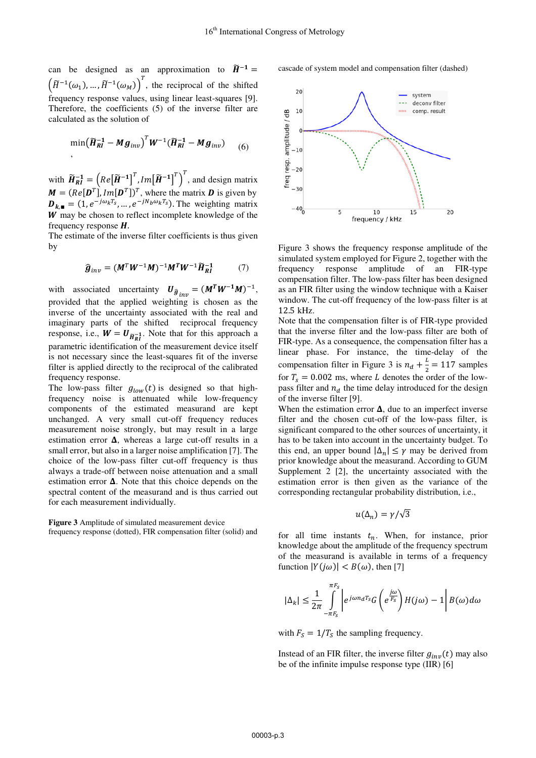can be designed as an approximation to $\tilde{\boldsymbol{H}}^{-1} = \left(\tilde{H}^{-1}(\omega_1), \ldots, \tilde{H}^{-1}(\omega_M)\right)^T$, the reciprocal of the shifted frequency response values, using linear least-squares [9]. Therefore, the coefficients (5) of the inverse filter are calculated as the solution of

$$\min\left(\tilde{\boldsymbol{H}}_{RI}^{-1} - \boldsymbol{M}\boldsymbol{g}_{inv}\right)^T \boldsymbol{W}^{-1}\left(\tilde{\boldsymbol{H}}_{RI}^{-1} - \boldsymbol{M}\boldsymbol{g}_{inv}\right) \quad (6)$$

,

with $\tilde{\boldsymbol{H}}_{RI}^{-1} = \left(Re\left[\tilde{\boldsymbol{H}}^{-1}\right]^T, Im\left[\tilde{\boldsymbol{H}}^{-1}\right]^T\right)^T$, and design matrix $\boldsymbol{M} = (Re[\boldsymbol{D}^T], Im[\boldsymbol{D}^T])^T$, where the matrix $\boldsymbol{D}$ is given by $\boldsymbol{D}_{k,\blacksquare} = (1, e^{-j\omega_k T_s}, \ldots, e^{-jN_b\omega_k T_s})$. The weighting matrix $\boldsymbol{W}$ may be chosen to reflect incomplete knowledge of the frequency response $\boldsymbol{H}$.

The estimate of the inverse filter coefficients is thus given by

$$\hat{\boldsymbol{g}}_{inv} = (\boldsymbol{M}^T\boldsymbol{W}^{-1}\boldsymbol{M})^{-1}\boldsymbol{M}^T\boldsymbol{W}^{-1}\tilde{\boldsymbol{H}}_{RI}^{-1} \quad (7)$$

with associated uncertainty $\boldsymbol{U}_{\hat{g}_{inv}} = (\boldsymbol{M}^T\boldsymbol{W}^{-1}\boldsymbol{M})^{-1}$, provided that the applied weighting is chosen as the inverse of the uncertainty associated with the real and imaginary parts of the shifted reciprocal frequency response, i.e., $\boldsymbol{W} = \boldsymbol{U}_{\tilde{\boldsymbol{H}}_{RI}^{-1}}$. Note that for this approach a parametric identification of the measurement device itself is not necessary since the least-squares fit of the inverse filter is applied directly to the reciprocal of the calibrated frequency response.

The low-pass filter $g_{low}(t)$ is designed so that high-frequency noise is attenuated while low-frequency components of the estimated measurand are kept unchanged. A very small cut-off frequency reduces measurement noise strongly, but may result in a large estimation error $\boldsymbol{\Delta}$, whereas a large cut-off results in a small error, but also in a larger noise amplification [7]. The choice of the low-pass filter cut-off frequency is thus always a trade-off between noise attenuation and a small estimation error $\boldsymbol{\Delta}$. Note that this choice depends on the spectral content of the measurand and is thus carried out for each measurement individually.

**Figure 3** Amplitude of simulated measurement device frequency response (dotted), FIR compensation filter (solid) and cascade of system model and compensation filter (dashed)

Figure 3 shows the frequency response amplitude of the simulated system employed for Figure 2, together with the frequency response amplitude of an FIR-type compensation filter. The low-pass filter has been designed as an FIR filter using the window technique with a Kaiser window. The cut-off frequency of the low-pass filter is at 12.5 kHz.

Note that the compensation filter is of FIR-type provided that the inverse filter and the low-pass filter are both of FIR-type. As a consequence, the compensation filter has a linear phase. For instance, the time-delay of the compensation filter in Figure 3 is $n_d + \frac{L}{2} = 117$ samples for $T_s = 0.002$ ms, where $L$ denotes the order of the low-pass filter and $n_d$ the time delay introduced for the design of the inverse filter [9].

When the estimation error $\boldsymbol{\Delta}$, due to an imperfect inverse filter and the chosen cut-off of the low-pass filter, is significant compared to the other sources of uncertainty, it has to be taken into account in the uncertainty budget. To this end, an upper bound $|\Delta_n| \leq \gamma$ may be derived from prior knowledge about the measurand. According to GUM Supplement 2 [2], the uncertainty associated with the estimation error is then given as the variance of the corresponding rectangular probability distribution, i.e.,

$$u(\Delta_n) = \gamma/\sqrt{3}$$

for all time instants $t_n$. When, for instance, prior knowledge about the amplitude of the frequency spectrum of the measurand is available in terms of a frequency function $|Y(j\omega)| < B(\omega)$, then [7]

$$|\Delta_k| \leq \frac{1}{2\pi}\int_{-\pi F_s}^{\pi F_s}\left|e^{j\omega n_d T_s}G\left(e^{\frac{j\omega}{F_s}}\right)H(j\omega) - 1\right|B(\omega)d\omega$$

with $F_s = 1/T_s$ the sampling frequency.

Instead of an FIR filter, the inverse filter $g_{inv}(t)$ may also be of the infinite impulse response type (IIR) [6]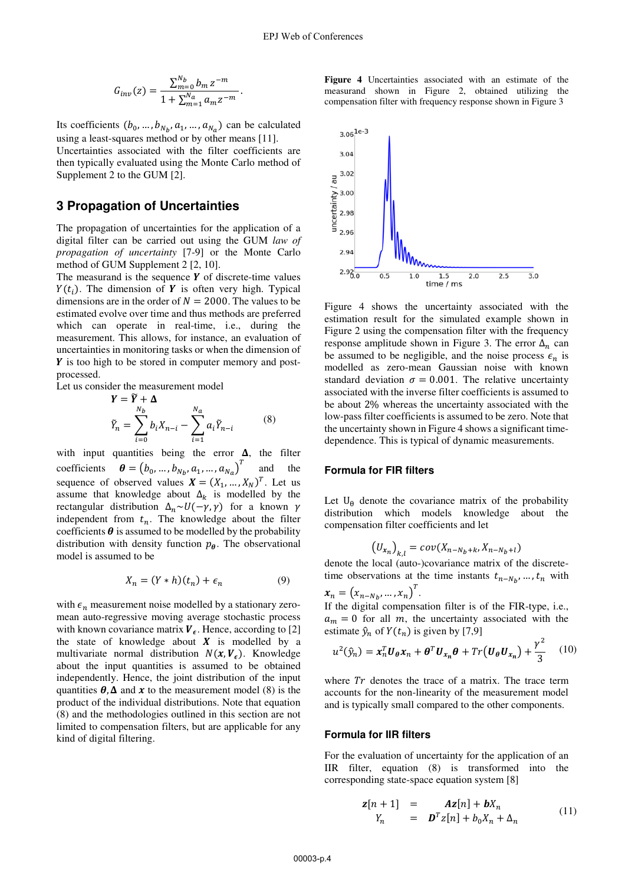$$G_{inv}(z) = \frac{\sum_{m=0}^{N_b} b_m z^{-m}}{1+\sum_{m=1}^{N_a} a_m z^{-m}}.$$

Its coefficients $(b_0, \ldots, b_{N_b}, a_1, \ldots, a_{N_a})$ can be calculated using a least-squares method or by other means [11]. Uncertainties associated with the filter coefficients are then typically evaluated using the Monte Carlo method of Supplement 2 to the GUM [2].

## 3 Propagation of Uncertainties

The propagation of uncertainties for the application of a digital filter can be carried out using the GUM *law of propagation of uncertainty* [7-9] or the Monte Carlo method of GUM Supplement 2 [2, 10].

The measurand is the sequence $\boldsymbol{Y}$ of discrete-time values $Y(t_i)$. The dimension of $\boldsymbol{Y}$ is often very high. Typical dimensions are in the order of $N = 2000$. The values to be estimated evolve over time and thus methods are preferred which can operate in real-time, i.e., during the measurement. This allows, for instance, an evaluation of uncertainties in monitoring tasks or when the dimension of $\boldsymbol{Y}$ is too high to be stored in computer memory and post-processed.

Let us consider the measurement model

$$\boldsymbol{Y} = \widetilde{\boldsymbol{Y}} + \boldsymbol{\Delta}$$
$$\tilde{Y}_n = \sum_{i=0}^{N_b} b_i X_{n-i} - \sum_{i=1}^{N_a} a_i \tilde{Y}_{n-i} \tag{8}$$

with input quantities being the error $\boldsymbol{\Delta}$, the filter coefficients $\boldsymbol{\theta} = \left(b_0, \ldots, b_{N_b}, a_1, \ldots, a_{N_a}\right)^T$ and the sequence of observed values $\boldsymbol{X} = (X_1, \ldots, X_N)^T$. Let us assume that knowledge about $\Delta_k$ is modelled by the rectangular distribution $\Delta_n \sim U(-\gamma, \gamma)$ for a known $\gamma$ independent from $t_n$. The knowledge about the filter coefficients $\boldsymbol{\theta}$ is assumed to be modelled by the probability distribution with density function $p_{\boldsymbol{\theta}}$. The observational model is assumed to be

$$X_n = (Y * h)(t_n) + \epsilon_n \tag{9}$$

with $\epsilon_n$ measurement noise modelled by a stationary zero-mean auto-regressive moving average stochastic process with known covariance matrix $\boldsymbol{V}_{\epsilon}$. Hence, according to [2] the state of knowledge about $\boldsymbol{X}$ is modelled by a multivariate normal distribution $N(\boldsymbol{x}, \boldsymbol{V}_{\epsilon})$. Knowledge about the input quantities is assumed to be obtained independently. Hence, the joint distribution of the input quantities $\boldsymbol{\theta}, \boldsymbol{\Delta}$ and $\boldsymbol{x}$ to the measurement model (8) is the product of the individual distributions. Note that equation (8) and the methodologies outlined in this section are not limited to compensation filters, but are applicable for any kind of digital filtering.

**Figure 4** Uncertainties associated with an estimate of the measurand shown in Figure 2, obtained utilizing the compensation filter with frequency response shown in Figure 3

Figure 4 shows the uncertainty associated with the estimation result for the simulated example shown in Figure 2 using the compensation filter with the frequency response amplitude shown in Figure 3. The error $\Delta_n$ can be assumed to be negligible, and the noise process $\epsilon_n$ is modelled as zero-mean Gaussian noise with known standard deviation $\sigma = 0.001$. The relative uncertainty associated with the inverse filter coefficients is assumed to be about 2% whereas the uncertainty associated with the low-pass filter coefficients is assumed to be zero. Note that the uncertainty shown in Figure 4 shows a significant time-dependence. This is typical of dynamic measurements.

### Formula for FIR filters

Let $U_\theta$ denote the covariance matrix of the probability distribution which models knowledge about the compensation filter coefficients and let

$$\left(U_{x_n}\right)_{k,l} = cov(X_{n-N_b+k}, X_{n-N_b+l})$$

denote the local (auto-)covariance matrix of the discrete-time observations at the time instants $t_{n-N_b}, \ldots, t_n$ with $\boldsymbol{x}_n = \left(x_{n-N_b}, \ldots, x_n\right)^T$.

If the digital compensation filter is of the FIR-type, i.e., $a_m = 0$ for all $m$, the uncertainty associated with the estimate $\hat{y}_n$ of $Y(t_n)$ is given by [7,9]

$$u^2(\hat{y}_n) = \boldsymbol{x}_n^T \boldsymbol{U}_{\boldsymbol{\theta}} \boldsymbol{x}_n + \boldsymbol{\theta}^T \boldsymbol{U}_{\boldsymbol{x}_n} \boldsymbol{\theta} + Tr\left(\boldsymbol{U}_{\boldsymbol{\theta}} \boldsymbol{U}_{\boldsymbol{x}_n}\right) + \frac{\gamma^2}{3} \tag{10}$$

where $Tr$ denotes the trace of a matrix. The trace term accounts for the non-linearity of the measurement model and is typically small compared to the other components.

### Formula for IIR filters

For the evaluation of uncertainty for the application of an IIR filter, equation (8) is transformed into the corresponding state-space equation system [8]

$$\begin{aligned} \boldsymbol{z}[n+1] &= \boldsymbol{A}\boldsymbol{z}[n] + \boldsymbol{b}X_n \\ Y_n &= \boldsymbol{D}^T z[n] + b_0 X_n + \Delta_n \end{aligned} \tag{11}$$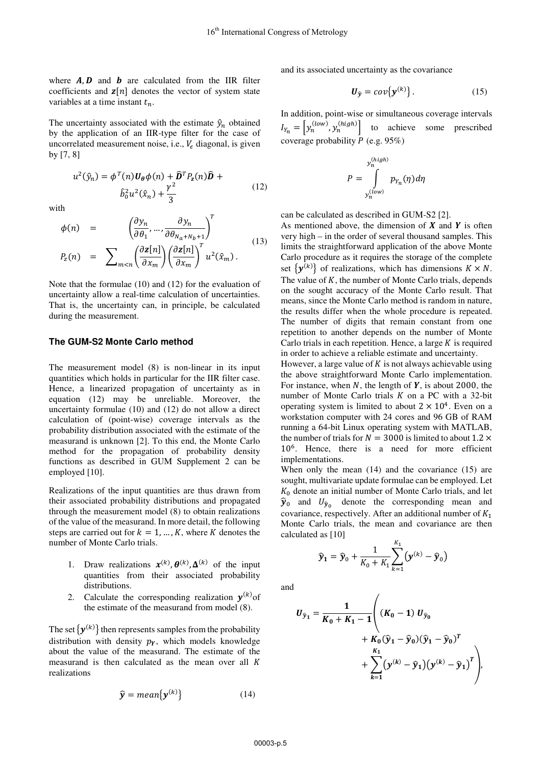where $\boldsymbol{A}, \boldsymbol{D}$ and $\boldsymbol{b}$ are calculated from the IIR filter coefficients and $\boldsymbol{z}[n]$ denotes the vector of system state variables at a time instant $t_n$.

The uncertainty associated with the estimate $\hat{y}_n$ obtained by the application of an IIR-type filter for the case of uncorrelated measurement noise, i.e., $V_\epsilon$ diagonal, is given by [7, 8]

$$u^2(\hat{y}_n) = \phi^T(n)\boldsymbol{U_\theta}\phi(n) + \widehat{\boldsymbol{D}}^T P_{\boldsymbol{z}}(n)\widehat{\boldsymbol{D}} + \hat{b}_0^2 u^2(\hat{x}_n) + \frac{\gamma^2}{3} \tag{12}$$

with

$$\begin{aligned} \phi(n) &= \left(\frac{\partial y_n}{\partial \theta_1}, \ldots, \frac{\partial y_n}{\partial \theta_{N_a+N_b+1}}\right)^T \\ P_z(n) &= \sum\nolimits_{m<n} \left(\frac{\partial \boldsymbol{z}[n]}{\partial x_m}\right)\left(\frac{\partial \boldsymbol{z}[n]}{\partial x_m}\right)^T u^2(\hat{x}_m)\,. \end{aligned} \tag{13}$$

Note that the formulae (10) and (12) for the evaluation of uncertainty allow a real-time calculation of uncertainties. That is, the uncertainty can, in principle, be calculated during the measurement.

### The GUM-S2 Monte Carlo method

The measurement model (8) is non-linear in its input quantities which holds in particular for the IIR filter case. Hence, a linearized propagation of uncertainty as in equation (12) may be unreliable. Moreover, the uncertainty formulae (10) and (12) do not allow a direct calculation of (point-wise) coverage intervals as the probability distribution associated with the estimate of the measurand is unknown [2]. To this end, the Monte Carlo method for the propagation of probability density functions as described in GUM Supplement 2 can be employed [10].

Realizations of the input quantities are thus drawn from their associated probability distributions and propagated through the measurement model (8) to obtain realizations of the value of the measurand. In more detail, the following steps are carried out for $k = 1, \ldots, K$, where $K$ denotes the number of Monte Carlo trials.

1. Draw realizations $\boldsymbol{x}^{(k)}, \boldsymbol{\theta}^{(k)}, \boldsymbol{\Delta}^{(k)}$ of the input quantities from their associated probability distributions.
2. Calculate the corresponding realization $\boldsymbol{y}^{(k)}$of the estimate of the measurand from model (8).

The set $\{\boldsymbol{y}^{(k)}\}$ then represents samples from the probability distribution with density $p_{\boldsymbol{Y}}$, which models knowledge about the value of the measurand. The estimate of the measurand is then calculated as the mean over all $K$ realizations

$$\hat{\boldsymbol{y}} = mean\{\boldsymbol{y}^{(k)}\} \tag{14}$$

and its associated uncertainty as the covariance

$$\boldsymbol{U}_{\hat{\boldsymbol{y}}} = cov\{\boldsymbol{y}^{(k)}\}\,. \tag{15}$$

In addition, point-wise or simultaneous coverage intervals $I_{Y_n} = \left[y_n^{(low)}, y_n^{(high)}\right]$ to achieve some prescribed coverage probability $P$ (e.g. 95%)

$$P = \int_{y_n^{(low)}}^{y_n^{(high)}} p_{Y_n}(\eta)d\eta$$

can be calculated as described in GUM-S2 [2].

As mentioned above, the dimension of $\boldsymbol{X}$ and $\boldsymbol{Y}$ is often very high – in the order of several thousand samples. This limits the straightforward application of the above Monte Carlo procedure as it requires the storage of the complete set $\{\boldsymbol{y}^{(k)}\}$ of realizations, which has dimensions $K \times N$. The value of $K$, the number of Monte Carlo trials, depends on the sought accuracy of the Monte Carlo result. That means, since the Monte Carlo method is random in nature, the results differ when the whole procedure is repeated. The number of digits that remain constant from one repetition to another depends on the number of Monte Carlo trials in each repetition. Hence, a large $K$ is required in order to achieve a reliable estimate and uncertainty.

However, a large value of $K$ is not always achievable using the above straightforward Monte Carlo implementation. For instance, when $N$, the length of $\boldsymbol{Y}$, is about $2000$, the number of Monte Carlo trials $K$ on a PC with a 32-bit operating system is limited to about $2 \times 10^4$. Even on a workstation computer with 24 cores and 96 GB of RAM running a 64-bit Linux operating system with MATLAB, the number of trials for $N = 3000$ is limited to about $1.2 \times 10^6$. Hence, there is a need for more efficient implementations.

When only the mean (14) and the covariance (15) are sought, multivariate update formulae can be employed. Let $K_0$ denote an initial number of Monte Carlo trials, and let $\hat{\boldsymbol{y}}_0$ and $U_{\hat{\boldsymbol{y}}_0}$ denote the corresponding mean and covariance, respectively. After an additional number of $K_1$ Monte Carlo trials, the mean and covariance are then calculated as [10]

$$\hat{\boldsymbol{y}}_1 = \hat{\boldsymbol{y}}_0 + \frac{1}{K_0 + K_1}\sum_{k=1}^{K_1}\left(\boldsymbol{y}^{(k)} - \hat{\boldsymbol{y}}_0\right)$$

and

$$\boldsymbol{U}_{\hat{\boldsymbol{y}}_1} = \frac{\mathbf{1}}{\boldsymbol{K_0} + \boldsymbol{K_1} - \mathbf{1}}\left( (\boldsymbol{K_0} - \mathbf{1})\,\boldsymbol{U}_{\hat{\boldsymbol{y}}_0} + \boldsymbol{K_0}(\hat{\boldsymbol{y}}_1 - \hat{\boldsymbol{y}}_0)(\hat{\boldsymbol{y}}_1 - \hat{\boldsymbol{y}}_0)^T + \sum_{k=1}^{K_1}\left(\boldsymbol{y}^{(k)} - \hat{\boldsymbol{y}}_1\right)\left(\boldsymbol{y}^{(k)} - \hat{\boldsymbol{y}}_1\right)^T \right),$$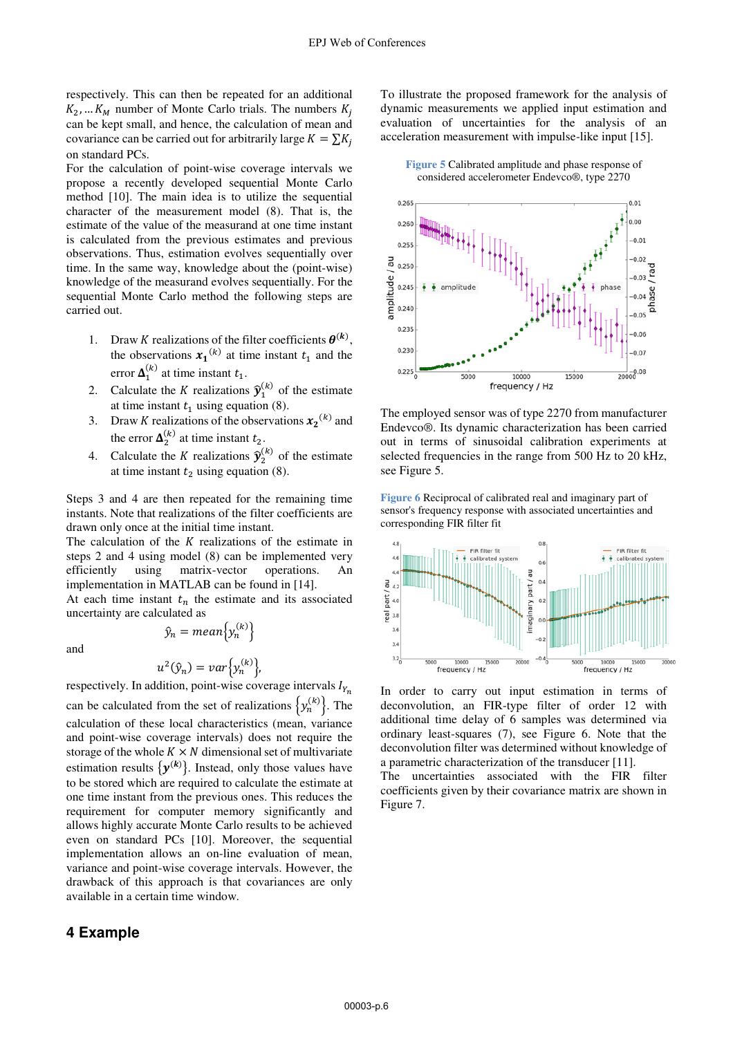respectively. This can then be repeated for an additional $K_2, \ldots K_M$ number of Monte Carlo trials. The numbers $K_j$ can be kept small, and hence, the calculation of mean and covariance can be carried out for arbitrarily large $K = \sum K_j$ on standard PCs.

For the calculation of point-wise coverage intervals we propose a recently developed sequential Monte Carlo method [10]. The main idea is to utilize the sequential character of the measurement model (8). That is, the estimate of the value of the measurand at one time instant is calculated from the previous estimates and previous observations. Thus, estimation evolves sequentially over time. In the same way, knowledge about the (point-wise) knowledge of the measurand evolves sequentially. For the sequential Monte Carlo method the following steps are carried out.

1. Draw $K$ realizations of the filter coefficients $\boldsymbol{\theta}^{(k)}$, the observations $\boldsymbol{x_1}^{(k)}$ at time instant $t_1$ and the error $\boldsymbol{\Delta}_1^{(k)}$ at time instant $t_1$.
2. Calculate the $K$ realizations $\hat{\boldsymbol{y}}_1^{(k)}$ of the estimate at time instant $t_1$ using equation (8).
3. Draw $K$ realizations of the observations $\boldsymbol{x_2}^{(k)}$ and the error $\boldsymbol{\Delta}_2^{(k)}$ at time instant $t_2$.
4. Calculate the $K$ realizations $\hat{\boldsymbol{y}}_2^{(k)}$ of the estimate at time instant $t_2$ using equation (8).

Steps 3 and 4 are then repeated for the remaining time instants. Note that realizations of the filter coefficients are drawn only once at the initial time instant.

The calculation of the $K$ realizations of the estimate in steps 2 and 4 using model (8) can be implemented very efficiently using matrix-vector operations. An implementation in MATLAB can be found in [14].

At each time instant $t_n$ the estimate and its associated uncertainty are calculated as

$$\hat{y}_n = mean\left\{y_n^{(k)}\right\}$$

and

$$u^2(\hat{y}_n) = var\left\{y_n^{(k)}\right\},$$

respectively. In addition, point-wise coverage intervals $I_{Y_n}$ can be calculated from the set of realizations $\left\{y_n^{(k)}\right\}$. The calculation of these local characteristics (mean, variance and point-wise coverage intervals) does not require the storage of the whole $K \times N$ dimensional set of multivariate estimation results $\{\boldsymbol{y}^{(k)}\}$. Instead, only those values have to be stored which are required to calculate the estimate at one time instant from the previous ones. This reduces the requirement for computer memory significantly and allows highly accurate Monte Carlo results to be achieved even on standard PCs [10]. Moreover, the sequential implementation allows an on-line evaluation of mean, variance and point-wise coverage intervals. However, the drawback of this approach is that covariances are only available in a certain time window.

## 4 Example

To illustrate the proposed framework for the analysis of dynamic measurements we applied input estimation and evaluation of uncertainties for the analysis of an acceleration measurement with impulse-like input [15].

**Figure 5** Calibrated amplitude and phase response of considered accelerometer Endevco®, type 2270

The employed sensor was of type 2270 from manufacturer Endevco®. Its dynamic characterization has been carried out in terms of sinusoidal calibration experiments at selected frequencies in the range from 500 Hz to 20 kHz, see Figure 5.

**Figure 6** Reciprocal of calibrated real and imaginary part of sensor's frequency response with associated uncertainties and corresponding FIR filter fit

In order to carry out input estimation in terms of deconvolution, an FIR-type filter of order 12 with additional time delay of 6 samples was determined via ordinary least-squares (7), see Figure 6. Note that the deconvolution filter was determined without knowledge of a parametric characterization of the transducer [11].

The uncertainties associated with the FIR filter coefficients given by their covariance matrix are shown in Figure 7.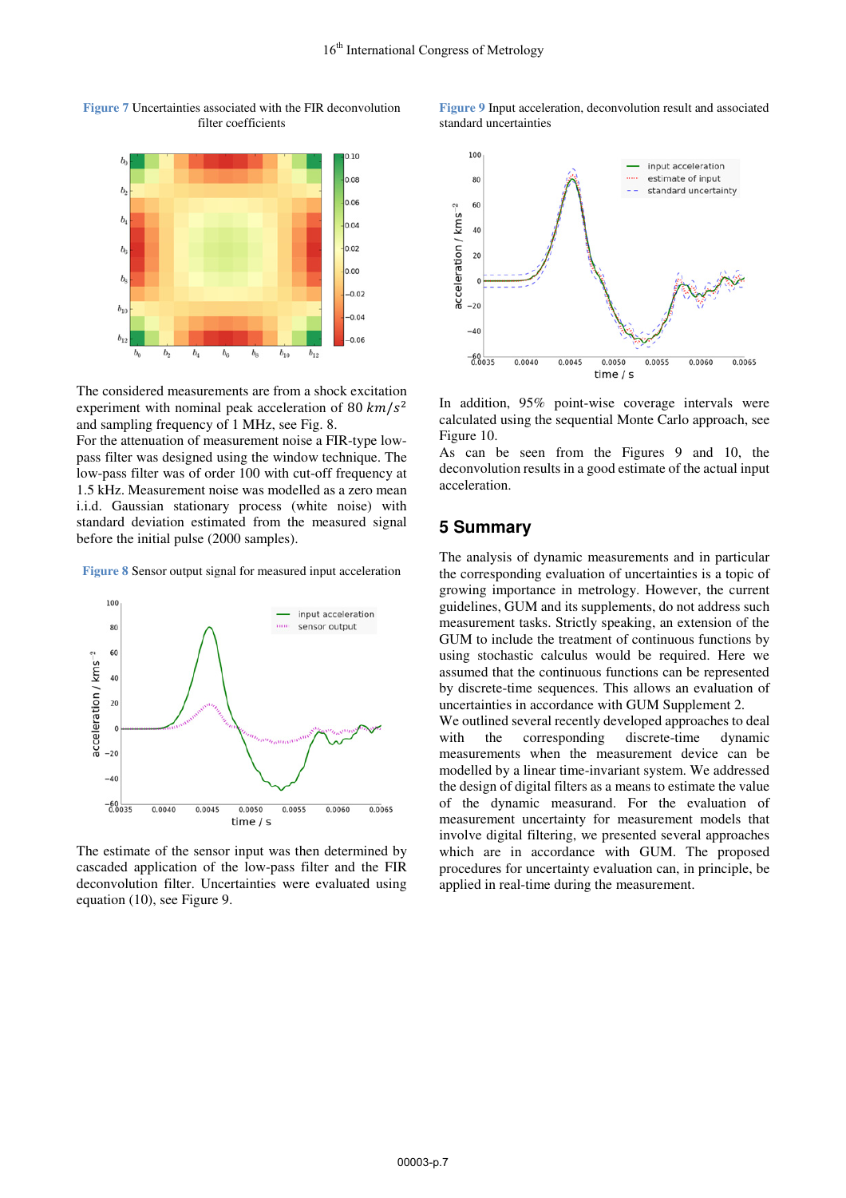**Figure 7** Uncertainties associated with the FIR deconvolution filter coefficients

The considered measurements are from a shock excitation experiment with nominal peak acceleration of 80 $km/s^2$ and sampling frequency of 1 MHz, see Fig. 8.
For the attenuation of measurement noise a FIR-type low-pass filter was designed using the window technique. The low-pass filter was of order 100 with cut-off frequency at 1.5 kHz. Measurement noise was modelled as a zero mean i.i.d. Gaussian stationary process (white noise) with standard deviation estimated from the measured signal before the initial pulse (2000 samples).

**Figure 8** Sensor output signal for measured input acceleration

The estimate of the sensor input was then determined by cascaded application of the low-pass filter and the FIR deconvolution filter. Uncertainties were evaluated using equation (10), see Figure 9.

**Figure 9** Input acceleration, deconvolution result and associated standard uncertainties

In addition, 95% point-wise coverage intervals were calculated using the sequential Monte Carlo approach, see Figure 10.
As can be seen from the Figures 9 and 10, the deconvolution results in a good estimate of the actual input acceleration.

## 5 Summary

The analysis of dynamic measurements and in particular the corresponding evaluation of uncertainties is a topic of growing importance in metrology. However, the current guidelines, GUM and its supplements, do not address such measurement tasks. Strictly speaking, an extension of the GUM to include the treatment of continuous functions by using stochastic calculus would be required. Here we assumed that the continuous functions can be represented by discrete-time sequences. This allows an evaluation of uncertainties in accordance with GUM Supplement 2.
We outlined several recently developed approaches to deal with the corresponding discrete-time dynamic measurements when the measurement device can be modelled by a linear time-invariant system. We addressed the design of digital filters as a means to estimate the value of the dynamic measurand. For the evaluation of measurement uncertainty for measurement models that involve digital filtering, we presented several approaches which are in accordance with GUM. The proposed procedures for uncertainty evaluation can, in principle, be applied in real-time during the measurement.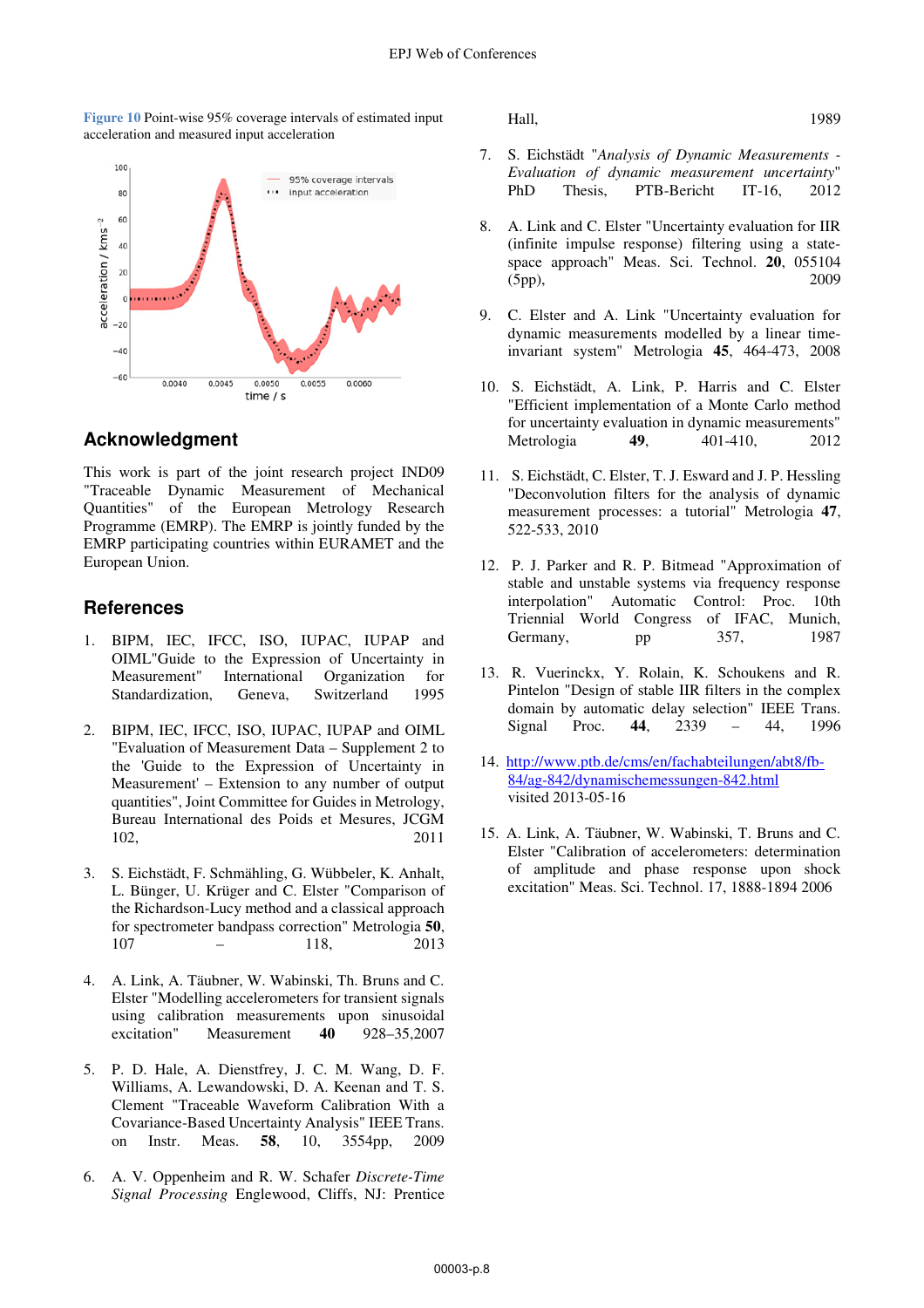**Figure 10** Point-wise 95% coverage intervals of estimated input acceleration and measured input acceleration

95% coverage intervals
input acceleration
acceleration / kms$^{-2}$
100
80
60
40
20
0
−20
−40
−60
0.0040
0.0045
0.0050
0.0055
0.0060
time / s

## Acknowledgment

This work is part of the joint research project IND09 "Traceable Dynamic Measurement of Mechanical Quantities" of the European Metrology Research Programme (EMRP). The EMRP is jointly funded by the EMRP participating countries within EURAMET and the European Union.

## References

1. BIPM, IEC, IFCC, ISO, IUPAC, IUPAP and OIML"Guide to the Expression of Uncertainty in Measurement" International Organization for Standardization, Geneva, Switzerland 1995

2. BIPM, IEC, IFCC, ISO, IUPAC, IUPAP and OIML "Evaluation of Measurement Data – Supplement 2 to the 'Guide to the Expression of Uncertainty in Measurement' – Extension to any number of output quantities", Joint Committee for Guides in Metrology, Bureau International des Poids et Mesures, JCGM 102, 2011

3. S. Eichstädt, F. Schmähling, G. Wübbeler, K. Anhalt, L. Bünger, U. Krüger and C. Elster "Comparison of the Richardson-Lucy method and a classical approach for spectrometer bandpass correction" Metrologia **50**, 107 – 118, 2013

4. A. Link, A. Täubner, W. Wabinski, Th. Bruns and C. Elster "Modelling accelerometers for transient signals using calibration measurements upon sinusoidal excitation" Measurement **40** 928–35,2007

5. P. D. Hale, A. Dienstfrey, J. C. M. Wang, D. F. Williams, A. Lewandowski, D. A. Keenan and T. S. Clement "Traceable Waveform Calibration With a Covariance-Based Uncertainty Analysis" IEEE Trans. on Instr. Meas. **58**, 10, 3554pp, 2009

6. A. V. Oppenheim and R. W. Schafer *Discrete-Time Signal Processing* Englewood, Cliffs, NJ: Prentice Hall, 1989

7. S. Eichstädt "*Analysis of Dynamic Measurements - Evaluation of dynamic measurement uncertainty*" PhD Thesis, PTB-Bericht IT-16, 2012

8. A. Link and C. Elster "Uncertainty evaluation for IIR (infinite impulse response) filtering using a state-space approach" Meas. Sci. Technol. **20**, 055104 (5pp), 2009

9. C. Elster and A. Link "Uncertainty evaluation for dynamic measurements modelled by a linear time-invariant system" Metrologia **45**, 464-473, 2008

10. S. Eichstädt, A. Link, P. Harris and C. Elster "Efficient implementation of a Monte Carlo method for uncertainty evaluation in dynamic measurements" Metrologia **49**, 401-410, 2012

11. S. Eichstädt, C. Elster, T. J. Esward and J. P. Hessling "Deconvolution filters for the analysis of dynamic measurement processes: a tutorial" Metrologia **47**, 522-533, 2010

12. P. J. Parker and R. P. Bitmead "Approximation of stable and unstable systems via frequency response interpolation" Automatic Control: Proc. 10th Triennial World Congress of IFAC, Munich, Germany, pp 357, 1987

13. R. Vuerinckx, Y. Rolain, K. Schoukens and R. Pintelon "Design of stable IIR filters in the complex domain by automatic delay selection" IEEE Trans. Signal Proc. **44**, 2339 – 44, 1996

14. http://www.ptb.de/cms/en/fachabteilungen/abt8/fb-84/ag-842/dynamischemessungen-842.html visited 2013-05-16

15. A. Link, A. Täubner, W. Wabinski, T. Bruns and C. Elster "Calibration of accelerometers: determination of amplitude and phase response upon shock excitation" Meas. Sci. Technol. 17, 1888-1894 2006